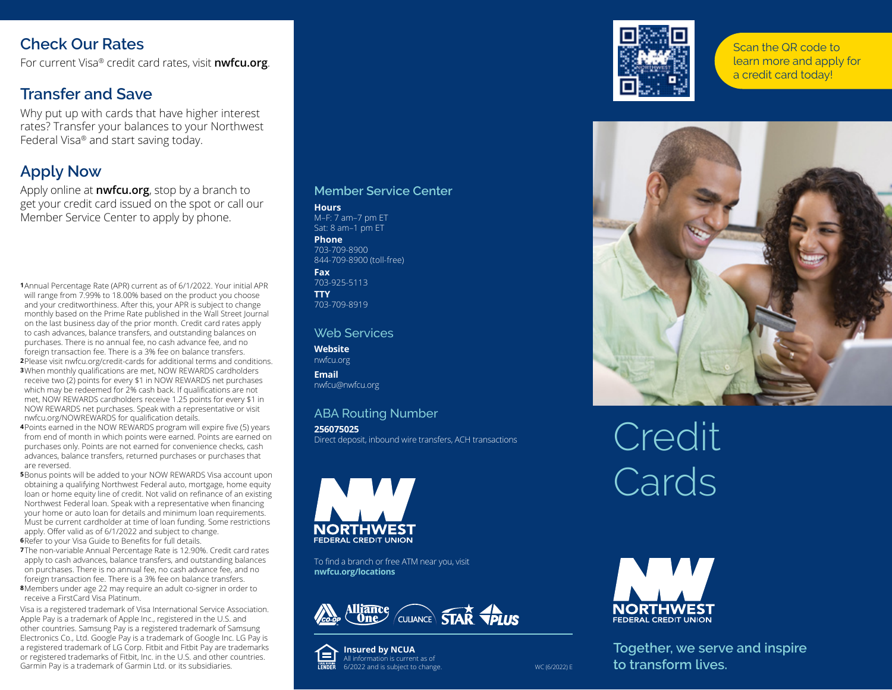## Check Our Rates

For current Visa® credit card rates, visit **nwfcu.org**.

## Transfer and Save

Why put up with cards that have higher interest rates? Transfer your balances to your Northwest Federal Visa® and start saving today.

## Apply Now

Apply online at **nwfcu.org**, stop by a branch to get your credit card issued on the spot or call our Member Service Center to apply by phone.

[1] Annual Percentage Rate (APR) current as of 6/1/2022. Your initial APR will range from 7.99% to 18.00% based on the product you choose and your creditworthiness. After this, your APR is subject to change monthly based on the Prime Rate published in the Wall Street Journal on the last business day of the prior month. Credit card rates apply to cash advances, balance transfers, and outstanding balances on purchases. There is no annual fee, no cash advance fee, and no foreign transaction fee. There is a 3% fee on balance transfers.

[2] Please visit nwfcu.org/credit-cards for additional terms and conditions.

[3] When monthly qualifications are met, NOW REWARDS cardholders receive two (2) points for every $1 in NOW REWARDS net purchases which may be redeemed for 2% cash back. If qualifications are not met, NOW REWARDS cardholders receive 1.25 points for every $1 in NOW REWARDS net purchases. Speak with a representative or visit nwfcu.org/NOWREWARDS for qualification details.

[4] Points earned in the NOW REWARDS program will expire five (5) years from end of month in which points were earned. Points are earned on purchases only. Points are not earned for convenience checks, cash advances, balance transfers, returned purchases or purchases that are reversed.

[5] Bonus points will be added to your NOW REWARDS Visa account upon obtaining a qualifying Northwest Federal auto, mortgage, home equity loan or home equity line of credit. Not valid on refinance of an existing Northwest Federal loan. Speak with a representative when financing your home or auto loan for details and minimum loan requirements. Must be current cardholder at time of loan funding. Some restrictions apply. Offer valid as of 6/1/2022 and subject to change.

[6] Refer to your Visa Guide to Benefits for full details.

[7] The non-variable Annual Percentage Rate is 12.90%. Credit card rates apply to cash advances, balance transfers, and outstanding balances on purchases. There is no annual fee, no cash advance fee, and no foreign transaction fee. There is a 3% fee on balance transfers.

[8] Members under age 22 may require an adult co-signer in order to receive a FirstCard Visa Platinum.

Visa is a registered trademark of Visa International Service Association. Apple Pay is a trademark of Apple Inc., registered in the U.S. and other countries. Samsung Pay is a registered trademark of Samsung Electronics Co., Ltd. Google Pay is a trademark of Google Inc. LG Pay is a registered trademark of LG Corp. Fitbit and Fitbit Pay are trademarks or registered trademarks of Fitbit, Inc. in the U.S. and other countries. Garmin Pay is a trademark of Garmin Ltd. or its subsidiaries.

## Member Service Center

**Hours**
M–F: 7 am–7 pm ET
Sat: 8 am–1 pm ET

**Phone**
703-709-8900
844-709-8900 (toll-free)

**Fax**
703-925-5113

**TTY**
703-709-8919

## Web Services

**Website**
nwfcu.org

**Email**
nwfcu@nwfcu.org

## ABA Routing Number

**256075025**
Direct deposit, inbound wire transfers, ACH transactions

NORTHWEST FEDERAL CREDIT UNION

To find a branch or free ATM near you, visit **nwfcu.org/locations**

CO-OP · Alliance One · CULIANCE · STAR · PLUS

**Insured by NCUA**
All information is current as of 6/2022 and is subject to change.

EQUAL HOUSING LENDER

WC (6/2022) E

Scan the QR code to learn more and apply for a credit card today!

# Credit Cards

NORTHWEST FEDERAL CREDIT UNION

Together, we serve and inspire to transform lives.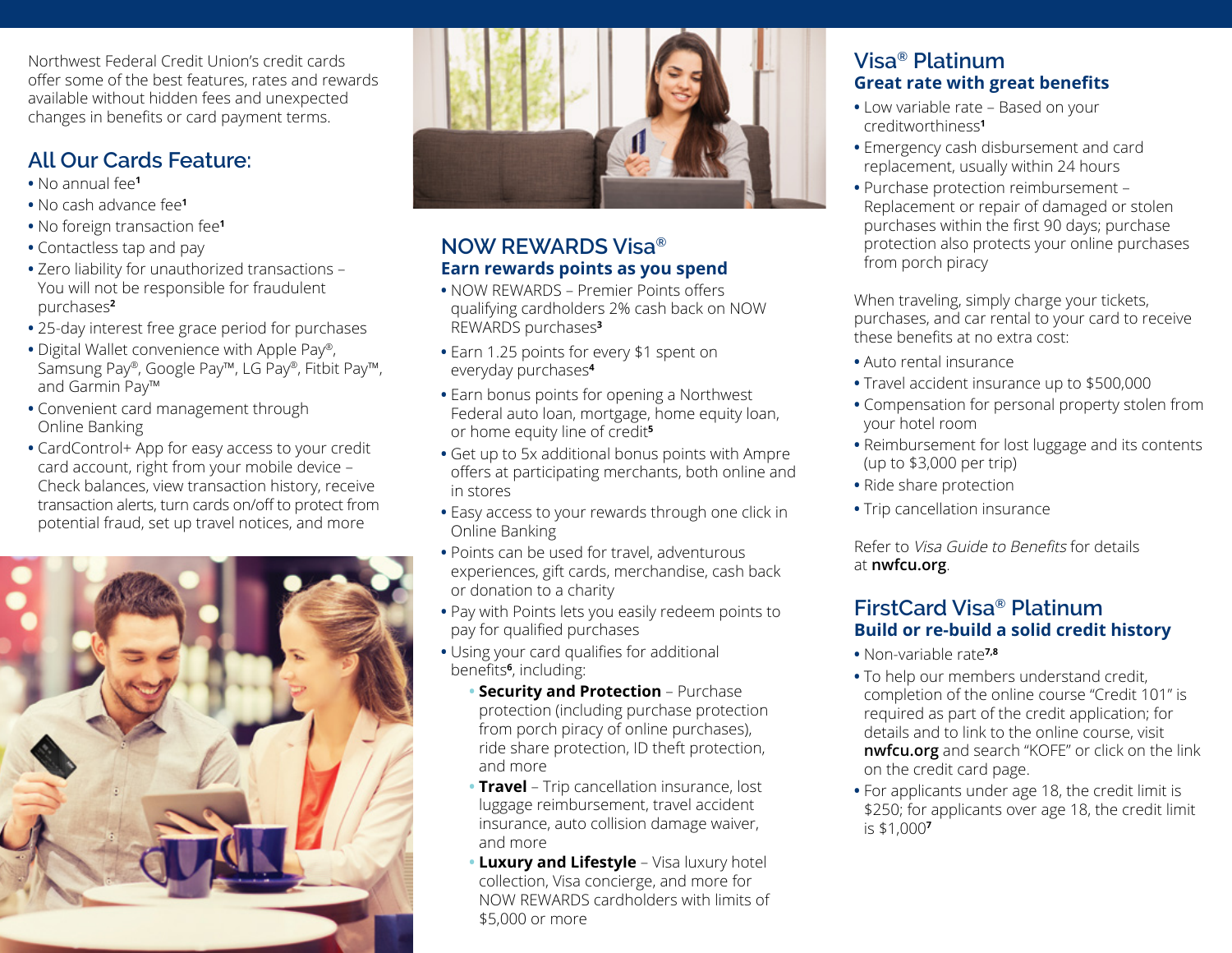Northwest Federal Credit Union's credit cards offer some of the best features, rates and rewards available without hidden fees and unexpected changes in benefits or card payment terms.

## All Our Cards Feature:

- No annual fee[1]
- No cash advance fee[1]
- No foreign transaction fee[1]
- Contactless tap and pay
- Zero liability for unauthorized transactions – You will not be responsible for fraudulent purchases[2]
- 25-day interest free grace period for purchases
- Digital Wallet convenience with Apple Pay®, Samsung Pay®, Google Pay™, LG Pay®, Fitbit Pay™, and Garmin Pay™
- Convenient card management through Online Banking
- CardControl+ App for easy access to your credit card account, right from your mobile device – Check balances, view transaction history, receive transaction alerts, turn cards on/off to protect from potential fraud, set up travel notices, and more

## NOW REWARDS Visa®

### Earn rewards points as you spend

- NOW REWARDS – Premier Points offers qualifying cardholders 2% cash back on NOW REWARDS purchases[3]
- Earn 1.25 points for every $1 spent on everyday purchases[4]
- Earn bonus points for opening a Northwest Federal auto loan, mortgage, home equity loan, or home equity line of credit[5]
- Get up to 5x additional bonus points with Ampre offers at participating merchants, both online and in stores
- Easy access to your rewards through one click in Online Banking
- Points can be used for travel, adventurous experiences, gift cards, merchandise, cash back or donation to a charity
- Pay with Points lets you easily redeem points to pay for qualified purchases
- Using your card qualifies for additional benefits[6], including:
  - **Security and Protection** – Purchase protection (including purchase protection from porch piracy of online purchases), ride share protection, ID theft protection, and more
  - **Travel** – Trip cancellation insurance, lost luggage reimbursement, travel accident insurance, auto collision damage waiver, and more
  - **Luxury and Lifestyle** – Visa luxury hotel collection, Visa concierge, and more for NOW REWARDS cardholders with limits of $5,000 or more

## Visa® Platinum

### Great rate with great benefits

- Low variable rate – Based on your creditworthiness[1]
- Emergency cash disbursement and card replacement, usually within 24 hours
- Purchase protection reimbursement – Replacement or repair of damaged or stolen purchases within the first 90 days; purchase protection also protects your online purchases from porch piracy

When traveling, simply charge your tickets, purchases, and car rental to your card to receive these benefits at no extra cost:

- Auto rental insurance
- Travel accident insurance up to $500,000
- Compensation for personal property stolen from your hotel room
- Reimbursement for lost luggage and its contents (up to $3,000 per trip)
- Ride share protection
- Trip cancellation insurance

Refer to *Visa Guide to Benefits* for details at **nwfcu.org**.

## FirstCard Visa® Platinum

### Build or re-build a solid credit history

- Non-variable rate[7,8]
- To help our members understand credit, completion of the online course "Credit 101" is required as part of the credit application; for details and to link to the online course, visit **nwfcu.org** and search "KOFE" or click on the link on the credit card page.
- For applicants under age 18, the credit limit is $250; for applicants over age 18, the credit limit is $1,000[7]